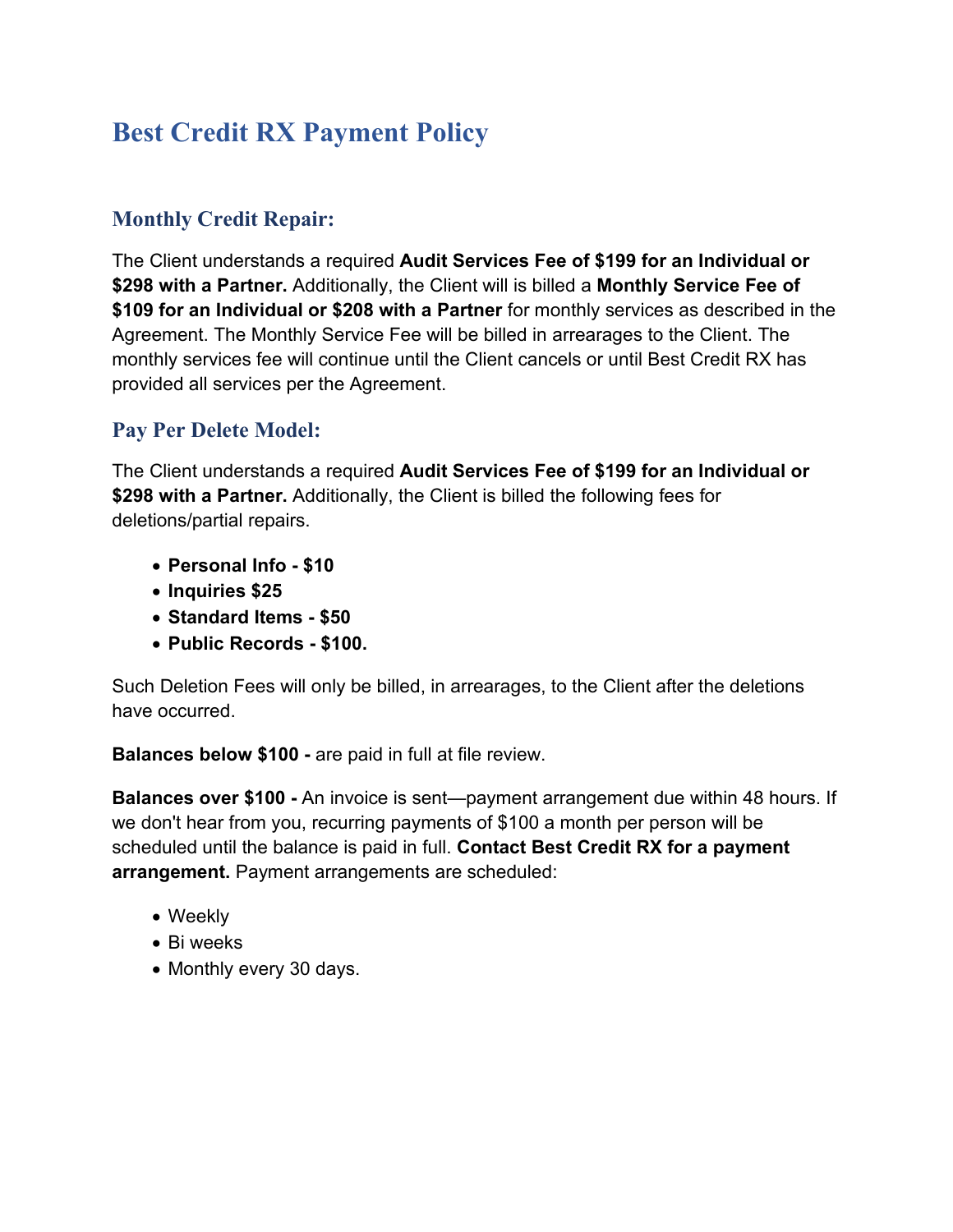# Best Credit RX Payment Policy

## Monthly Credit Repair:

The Client understands a required **Audit Services Fee of $199 for an Individual or $298 with a Partner.** Additionally, the Client will is billed a **Monthly Service Fee of $109 for an Individual or $208 with a Partner** for monthly services as described in the Agreement. The Monthly Service Fee will be billed in arrearages to the Client. The monthly services fee will continue until the Client cancels or until Best Credit RX has provided all services per the Agreement.

## Pay Per Delete Model:

The Client understands a required **Audit Services Fee of $199 for an Individual or $298 with a Partner.** Additionally, the Client is billed the following fees for deletions/partial repairs.

- **Personal Info - $10**
- **Inquiries $25**
- **Standard Items - $50**
- **Public Records - $100.**

Such Deletion Fees will only be billed, in arrearages, to the Client after the deletions have occurred.

**Balances below $100 -** are paid in full at file review.

**Balances over $100 -** An invoice is sent—payment arrangement due within 48 hours. If we don't hear from you, recurring payments of $100 a month per person will be scheduled until the balance is paid in full. **Contact Best Credit RX for a payment arrangement.** Payment arrangements are scheduled:

- Weekly
- Bi weeks
- Monthly every 30 days.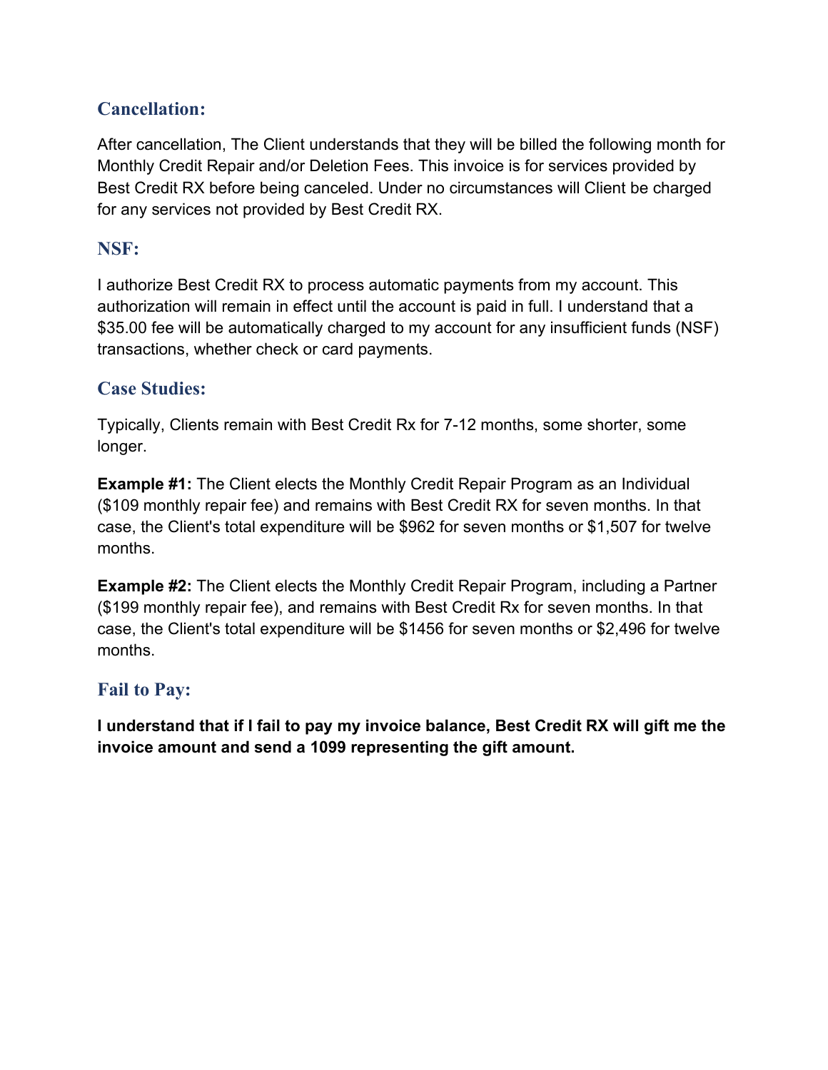## Cancellation:

After cancellation, The Client understands that they will be billed the following month for Monthly Credit Repair and/or Deletion Fees. This invoice is for services provided by Best Credit RX before being canceled. Under no circumstances will Client be charged for any services not provided by Best Credit RX.

## NSF:

I authorize Best Credit RX to process automatic payments from my account. This authorization will remain in effect until the account is paid in full. I understand that a $35.00 fee will be automatically charged to my account for any insufficient funds (NSF) transactions, whether check or card payments.

## Case Studies:

Typically, Clients remain with Best Credit Rx for 7-12 months, some shorter, some longer.

**Example #1:** The Client elects the Monthly Credit Repair Program as an Individual ($109 monthly repair fee) and remains with Best Credit RX for seven months. In that case, the Client's total expenditure will be $962 for seven months or $1,507 for twelve months.

**Example #2:** The Client elects the Monthly Credit Repair Program, including a Partner ($199 monthly repair fee), and remains with Best Credit Rx for seven months. In that case, the Client's total expenditure will be $1456 for seven months or $2,496 for twelve months.

## Fail to Pay:

**I understand that if I fail to pay my invoice balance, Best Credit RX will gift me the invoice amount and send a 1099 representing the gift amount.**